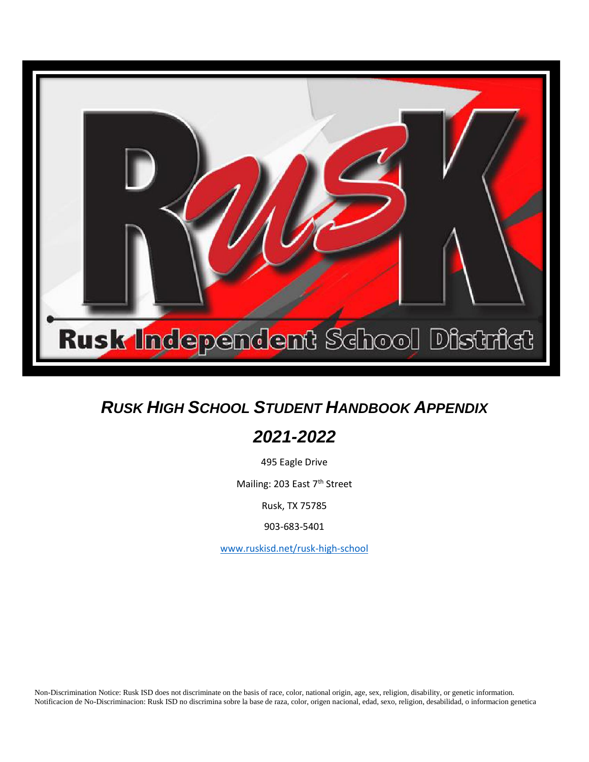# *RUSK HIGH SCHOOL STUDENT HANDBOOK APPENDIX*

## *2021-2022*

495 Eagle Drive

Mailing: 203 East 7th Street

Rusk, TX 75785

903-683-5401

www.ruskisd.net/rusk-high-school

Non-Discrimination Notice: Rusk ISD does not discriminate on the basis of race, color, national origin, age, sex, religion, disability, or genetic information.
Notificacion de No-Discriminacion: Rusk ISD no discrimina sobre la base de raza, color, origen nacional, edad, sexo, religion, desabilidad, o informacion genetica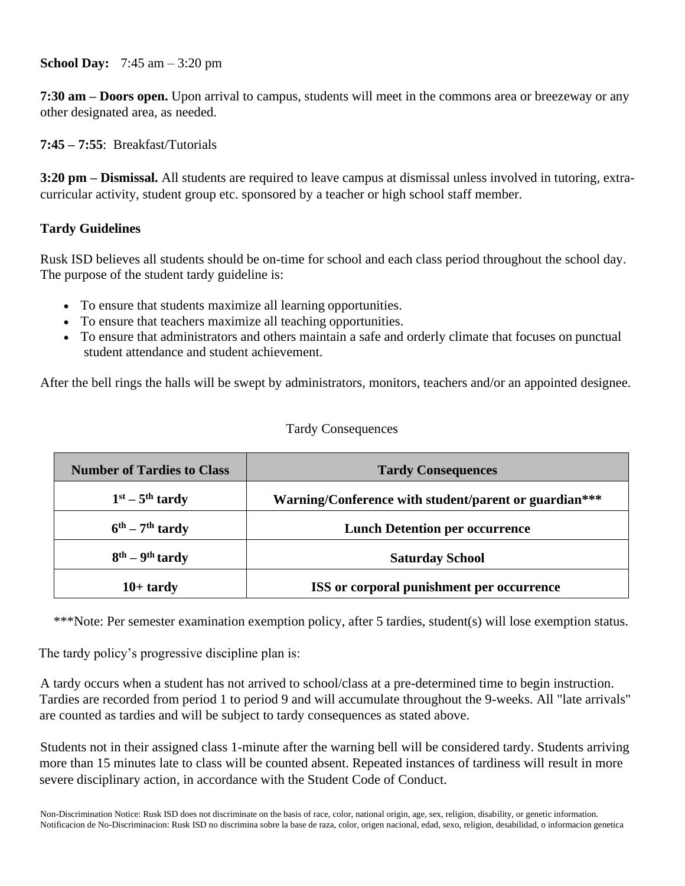**School Day:** 7:45 am – 3:20 pm

**7:30 am – Doors open.** Upon arrival to campus, students will meet in the commons area or breezeway or any other designated area, as needed.

**7:45 – 7:55**: Breakfast/Tutorials

**3:20 pm – Dismissal.** All students are required to leave campus at dismissal unless involved in tutoring, extra-curricular activity, student group etc. sponsored by a teacher or high school staff member.

**Tardy Guidelines**

Rusk ISD believes all students should be on-time for school and each class period throughout the school day. The purpose of the student tardy guideline is:

- To ensure that students maximize all learning opportunities.
- To ensure that teachers maximize all teaching opportunities.
- To ensure that administrators and others maintain a safe and orderly climate that focuses on punctual student attendance and student achievement.

After the bell rings the halls will be swept by administrators, monitors, teachers and/or an appointed designee.

Tardy Consequences

| Number of Tardies to Class | Tardy Consequences |
|---|---|
| **1st – 5th tardy** | **Warning/Conference with student/parent or guardian*** ** |
| **6th – 7th tardy** | **Lunch Detention per occurrence** |
| **8th – 9th tardy** | **Saturday School** |
| **10+ tardy** | **ISS or corporal punishment per occurrence** |

***Note: Per semester examination exemption policy, after 5 tardies, student(s) will lose exemption status.

The tardy policy's progressive discipline plan is:

A tardy occurs when a student has not arrived to school/class at a pre-determined time to begin instruction. Tardies are recorded from period 1 to period 9 and will accumulate throughout the 9-weeks. All "late arrivals" are counted as tardies and will be subject to tardy consequences as stated above.

Students not in their assigned class 1-minute after the warning bell will be considered tardy. Students arriving more than 15 minutes late to class will be counted absent. Repeated instances of tardiness will result in more severe disciplinary action, in accordance with the Student Code of Conduct.

Non-Discrimination Notice: Rusk ISD does not discriminate on the basis of race, color, national origin, age, sex, religion, disability, or genetic information.
Notificacion de No-Discriminacion: Rusk ISD no discrimina sobre la base de raza, color, origen nacional, edad, sexo, religion, desabilidad, o informacion genetica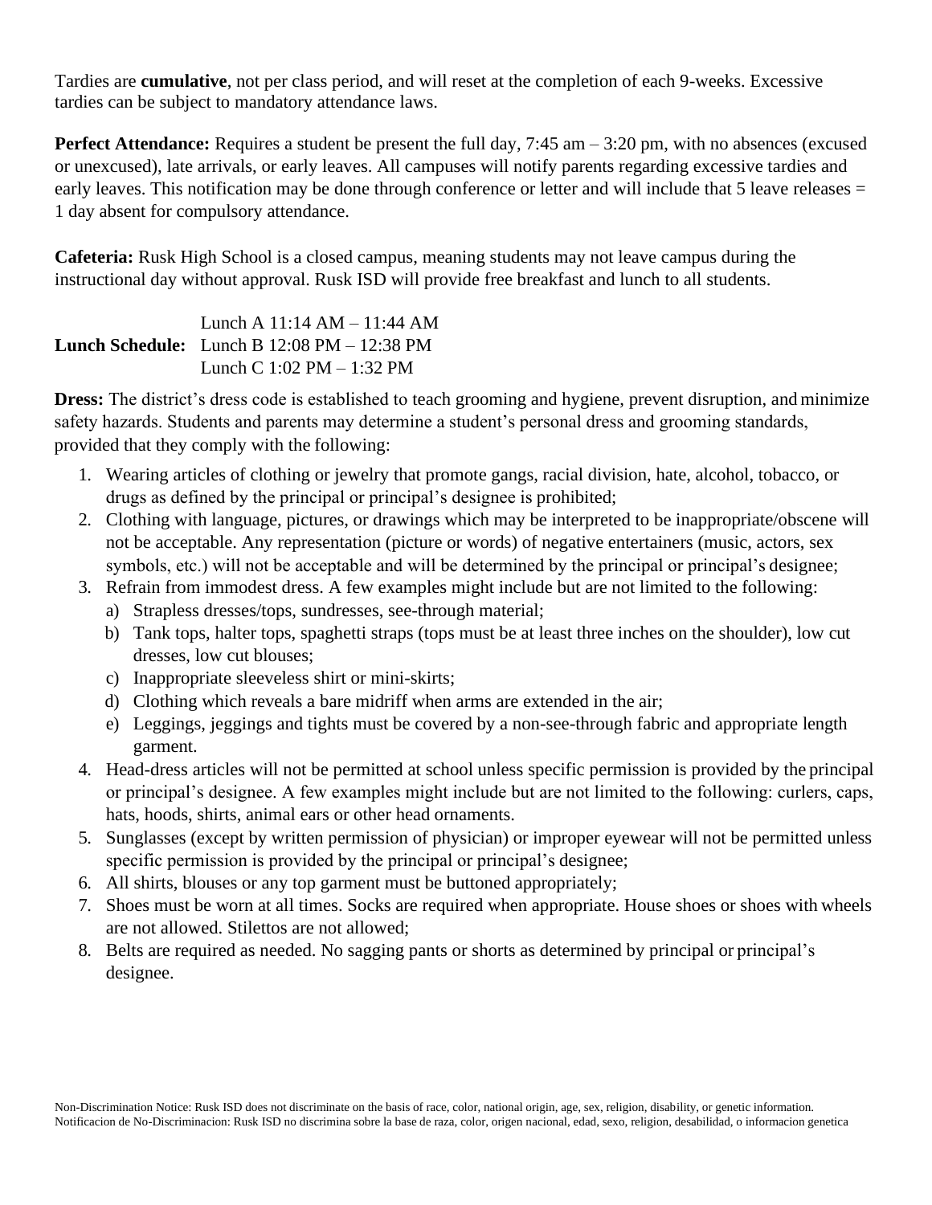Tardies are **cumulative**, not per class period, and will reset at the completion of each 9-weeks. Excessive tardies can be subject to mandatory attendance laws.

**Perfect Attendance:** Requires a student be present the full day, 7:45 am – 3:20 pm, with no absences (excused or unexcused), late arrivals, or early leaves. All campuses will notify parents regarding excessive tardies and early leaves. This notification may be done through conference or letter and will include that 5 leave releases = 1 day absent for compulsory attendance.

**Cafeteria:** Rusk High School is a closed campus, meaning students may not leave campus during the instructional day without approval. Rusk ISD will provide free breakfast and lunch to all students.

**Lunch Schedule:**
- Lunch A 11:14 AM – 11:44 AM
- Lunch B 12:08 PM – 12:38 PM
- Lunch C 1:02 PM – 1:32 PM

**Dress:** The district's dress code is established to teach grooming and hygiene, prevent disruption, and minimize safety hazards. Students and parents may determine a student's personal dress and grooming standards, provided that they comply with the following:

1. Wearing articles of clothing or jewelry that promote gangs, racial division, hate, alcohol, tobacco, or drugs as defined by the principal or principal's designee is prohibited;
2. Clothing with language, pictures, or drawings which may be interpreted to be inappropriate/obscene will not be acceptable. Any representation (picture or words) of negative entertainers (music, actors, sex symbols, etc.) will not be acceptable and will be determined by the principal or principal's designee;
3. Refrain from immodest dress. A few examples might include but are not limited to the following:
   a) Strapless dresses/tops, sundresses, see-through material;
   b) Tank tops, halter tops, spaghetti straps (tops must be at least three inches on the shoulder), low cut dresses, low cut blouses;
   c) Inappropriate sleeveless shirt or mini-skirts;
   d) Clothing which reveals a bare midriff when arms are extended in the air;
   e) Leggings, jeggings and tights must be covered by a non-see-through fabric and appropriate length garment.
4. Head-dress articles will not be permitted at school unless specific permission is provided by the principal or principal's designee. A few examples might include but are not limited to the following: curlers, caps, hats, hoods, shirts, animal ears or other head ornaments.
5. Sunglasses (except by written permission of physician) or improper eyewear will not be permitted unless specific permission is provided by the principal or principal's designee;
6. All shirts, blouses or any top garment must be buttoned appropriately;
7. Shoes must be worn at all times. Socks are required when appropriate. House shoes or shoes with wheels are not allowed. Stilettos are not allowed;
8. Belts are required as needed. No sagging pants or shorts as determined by principal or principal's designee.

Non-Discrimination Notice: Rusk ISD does not discriminate on the basis of race, color, national origin, age, sex, religion, disability, or genetic information.
Notificacion de No-Discriminacion: Rusk ISD no discrimina sobre la base de raza, color, origen nacional, edad, sexo, religion, desabilidad, o informacion genetica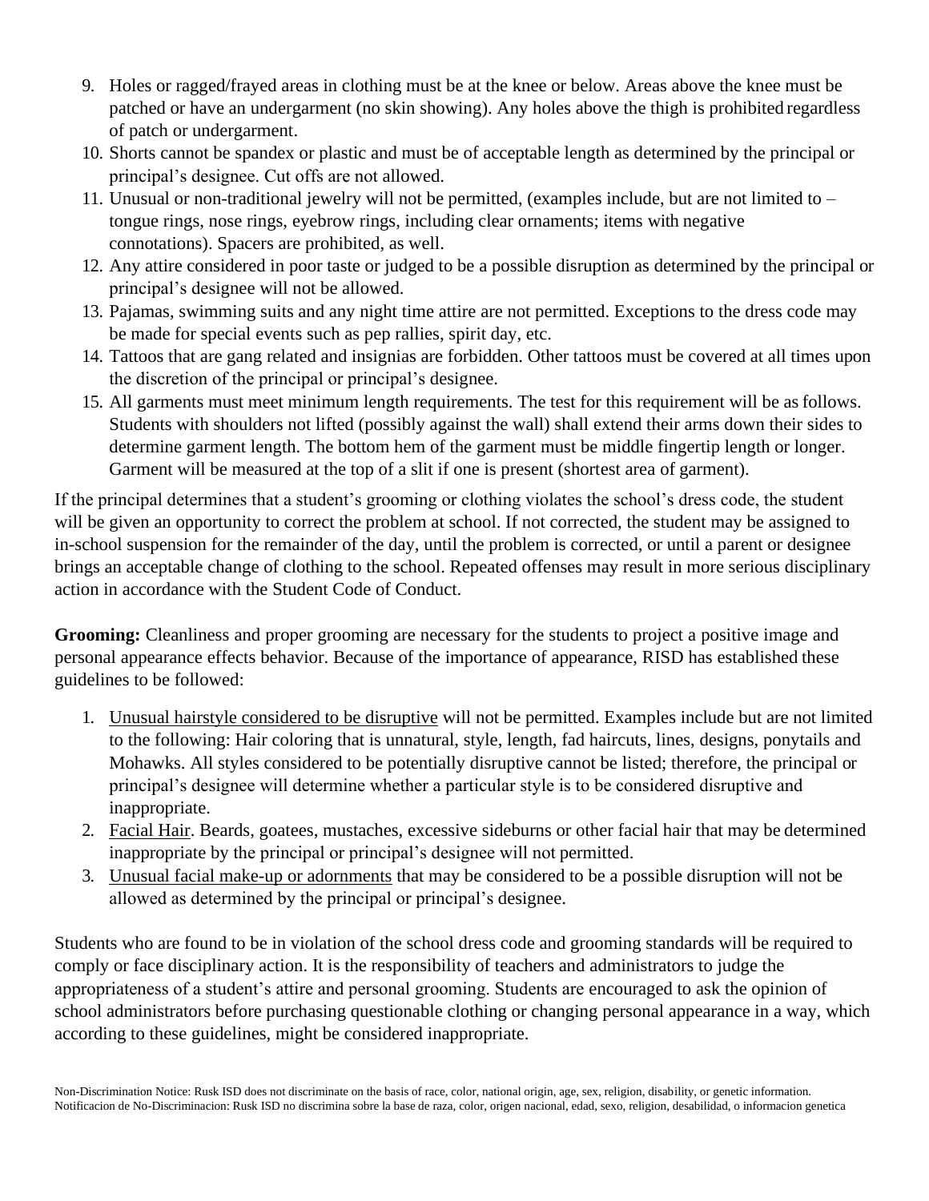9. Holes or ragged/frayed areas in clothing must be at the knee or below. Areas above the knee must be patched or have an undergarment (no skin showing). Any holes above the thigh is prohibited regardless of patch or undergarment.
10. Shorts cannot be spandex or plastic and must be of acceptable length as determined by the principal or principal's designee. Cut offs are not allowed.
11. Unusual or non-traditional jewelry will not be permitted, (examples include, but are not limited to – tongue rings, nose rings, eyebrow rings, including clear ornaments; items with negative connotations). Spacers are prohibited, as well.
12. Any attire considered in poor taste or judged to be a possible disruption as determined by the principal or principal's designee will not be allowed.
13. Pajamas, swimming suits and any night time attire are not permitted. Exceptions to the dress code may be made for special events such as pep rallies, spirit day, etc.
14. Tattoos that are gang related and insignias are forbidden. Other tattoos must be covered at all times upon the discretion of the principal or principal's designee.
15. All garments must meet minimum length requirements. The test for this requirement will be as follows. Students with shoulders not lifted (possibly against the wall) shall extend their arms down their sides to determine garment length. The bottom hem of the garment must be middle fingertip length or longer. Garment will be measured at the top of a slit if one is present (shortest area of garment).

If the principal determines that a student's grooming or clothing violates the school's dress code, the student will be given an opportunity to correct the problem at school. If not corrected, the student may be assigned to in-school suspension for the remainder of the day, until the problem is corrected, or until a parent or designee brings an acceptable change of clothing to the school. Repeated offenses may result in more serious disciplinary action in accordance with the Student Code of Conduct.

**Grooming:** Cleanliness and proper grooming are necessary for the students to project a positive image and personal appearance effects behavior. Because of the importance of appearance, RISD has established these guidelines to be followed:

1. Unusual hairstyle considered to be disruptive will not be permitted. Examples include but are not limited to the following: Hair coloring that is unnatural, style, length, fad haircuts, lines, designs, ponytails and Mohawks. All styles considered to be potentially disruptive cannot be listed; therefore, the principal or principal's designee will determine whether a particular style is to be considered disruptive and inappropriate.
2. Facial Hair. Beards, goatees, mustaches, excessive sideburns or other facial hair that may be determined inappropriate by the principal or principal's designee will not permitted.
3. Unusual facial make-up or adornments that may be considered to be a possible disruption will not be allowed as determined by the principal or principal's designee.

Students who are found to be in violation of the school dress code and grooming standards will be required to comply or face disciplinary action. It is the responsibility of teachers and administrators to judge the appropriateness of a student's attire and personal grooming. Students are encouraged to ask the opinion of school administrators before purchasing questionable clothing or changing personal appearance in a way, which according to these guidelines, might be considered inappropriate.

Non-Discrimination Notice: Rusk ISD does not discriminate on the basis of race, color, national origin, age, sex, religion, disability, or genetic information.
Notificacion de No-Discriminacion: Rusk ISD no discrimina sobre la base de raza, color, origen nacional, edad, sexo, religion, desabilidad, o informacion genetica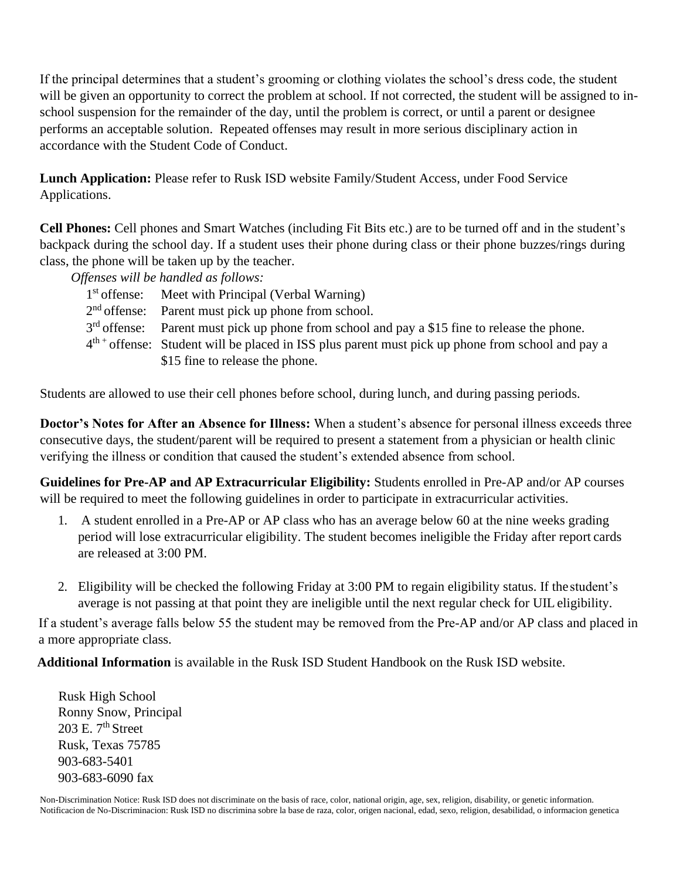If the principal determines that a student's grooming or clothing violates the school's dress code, the student will be given an opportunity to correct the problem at school. If not corrected, the student will be assigned to in-school suspension for the remainder of the day, until the problem is correct, or until a parent or designee performs an acceptable solution. Repeated offenses may result in more serious disciplinary action in accordance with the Student Code of Conduct.

**Lunch Application:** Please refer to Rusk ISD website Family/Student Access, under Food Service Applications.

**Cell Phones:** Cell phones and Smart Watches (including Fit Bits etc.) are to be turned off and in the student's backpack during the school day. If a student uses their phone during class or their phone buzzes/rings during class, the phone will be taken up by the teacher.

*Offenses will be handled as follows:*

1st offense: Meet with Principal (Verbal Warning)
2nd offense: Parent must pick up phone from school.
3rd offense: Parent must pick up phone from school and pay a $15 fine to release the phone.
4th + offense: Student will be placed in ISS plus parent must pick up phone from school and pay a $15 fine to release the phone.

Students are allowed to use their cell phones before school, during lunch, and during passing periods.

**Doctor's Notes for After an Absence for Illness:** When a student's absence for personal illness exceeds three consecutive days, the student/parent will be required to present a statement from a physician or health clinic verifying the illness or condition that caused the student's extended absence from school.

**Guidelines for Pre-AP and AP Extracurricular Eligibility:** Students enrolled in Pre-AP and/or AP courses will be required to meet the following guidelines in order to participate in extracurricular activities.

1. A student enrolled in a Pre-AP or AP class who has an average below 60 at the nine weeks grading period will lose extracurricular eligibility. The student becomes ineligible the Friday after report cards are released at 3:00 PM.

2. Eligibility will be checked the following Friday at 3:00 PM to regain eligibility status. If the student's average is not passing at that point they are ineligible until the next regular check for UIL eligibility.

If a student's average falls below 55 the student may be removed from the Pre-AP and/or AP class and placed in a more appropriate class.

**Additional Information** is available in the Rusk ISD Student Handbook on the Rusk ISD website.

Rusk High School
Ronny Snow, Principal
203 E. 7th Street
Rusk, Texas 75785
903-683-5401
903-683-6090 fax

Non-Discrimination Notice: Rusk ISD does not discriminate on the basis of race, color, national origin, age, sex, religion, disability, or genetic information.
Notificacion de No-Discriminacion: Rusk ISD no discrimina sobre la base de raza, color, origen nacional, edad, sexo, religion, desabilidad, o informacion genetica